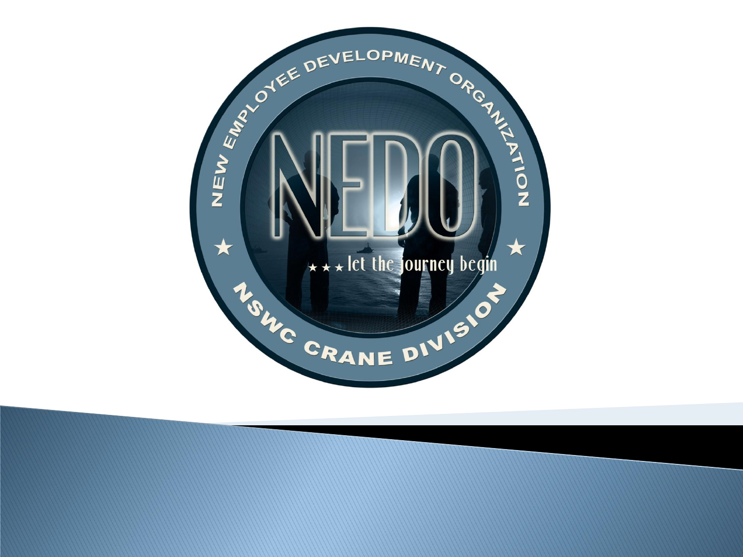NEW EMPLOYEE DEVELOPMENT ORGANIZATION

NEDO

★ ★ ★ let the journey begin

NSWC CRANE DIVISION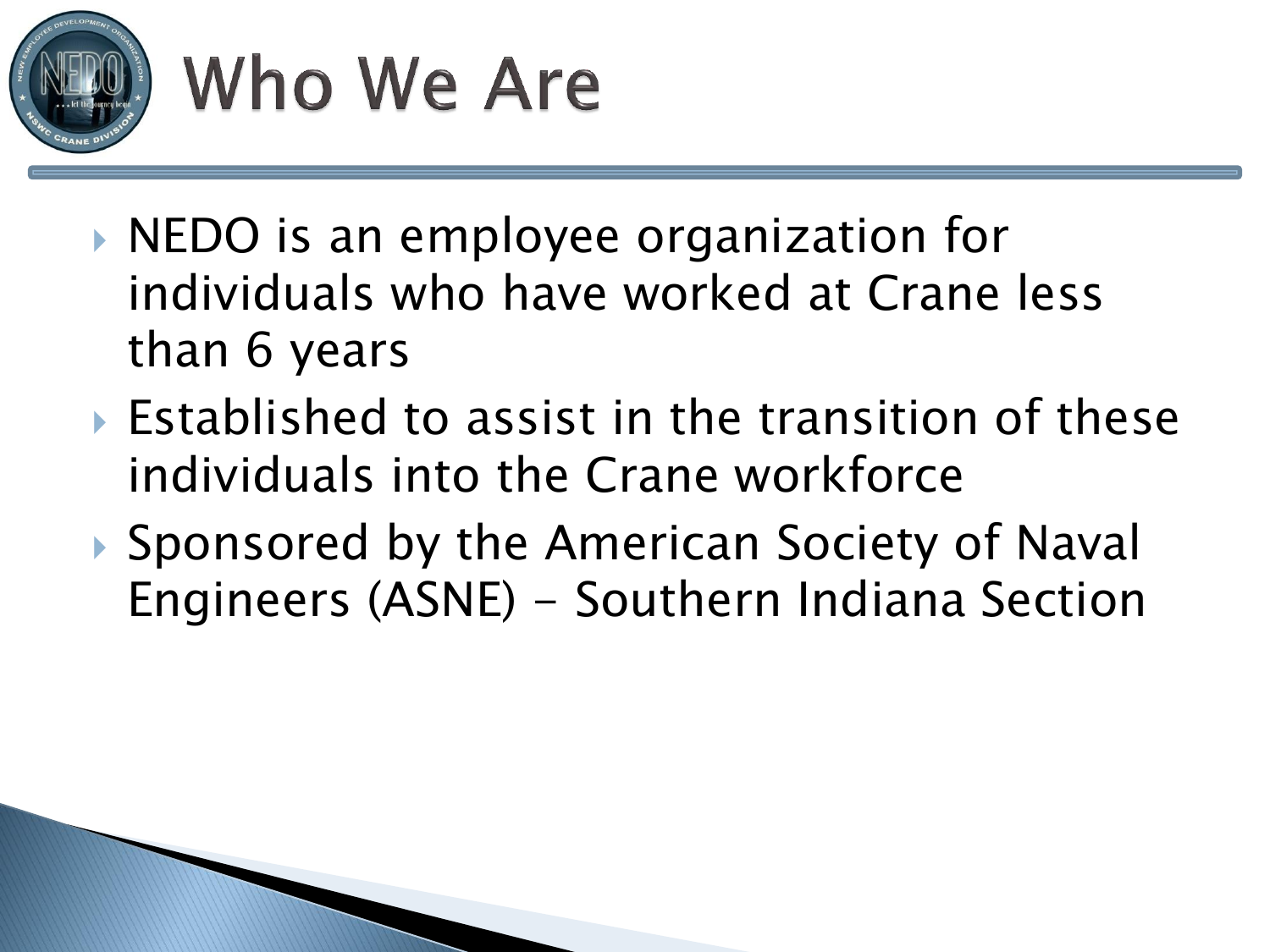# Who We Are

- NEDO is an employee organization for individuals who have worked at Crane less than 6 years
- Established to assist in the transition of these individuals into the Crane workforce
- Sponsored by the American Society of Naval Engineers (ASNE) - Southern Indiana Section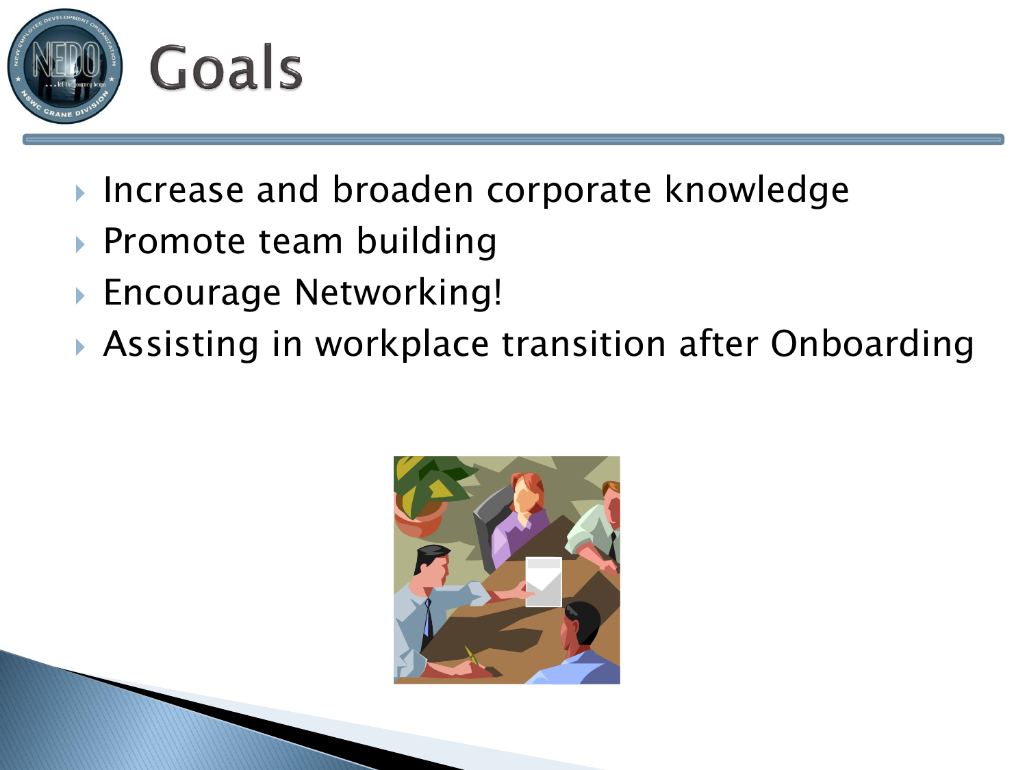# Goals

- Increase and broaden corporate knowledge
- Promote team building
- Encourage Networking!
- Assisting in workplace transition after Onboarding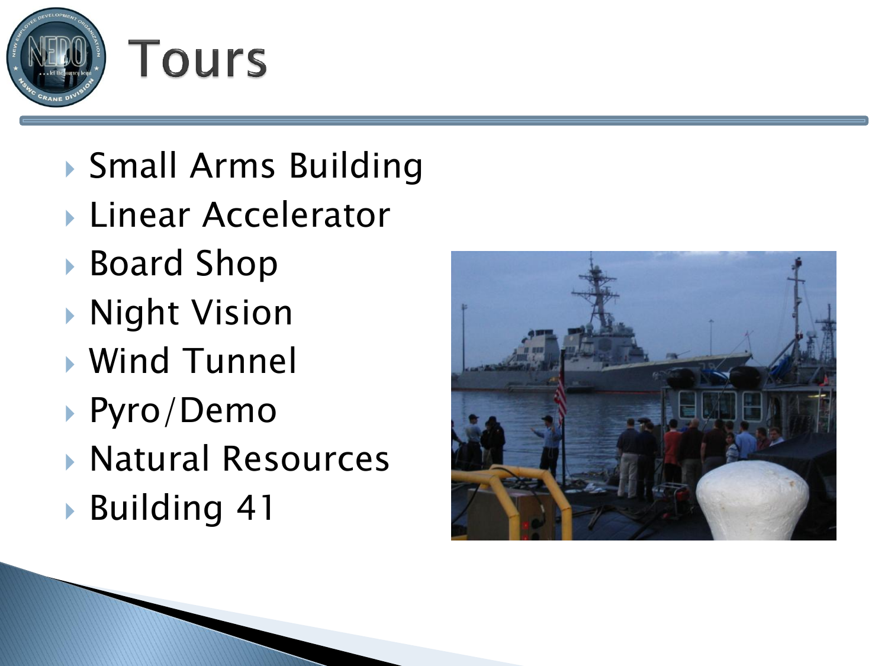# Tours

- Small Arms Building
- Linear Accelerator
- Board Shop
- Night Vision
- Wind Tunnel
- Pyro/Demo
- Natural Resources
- Building 41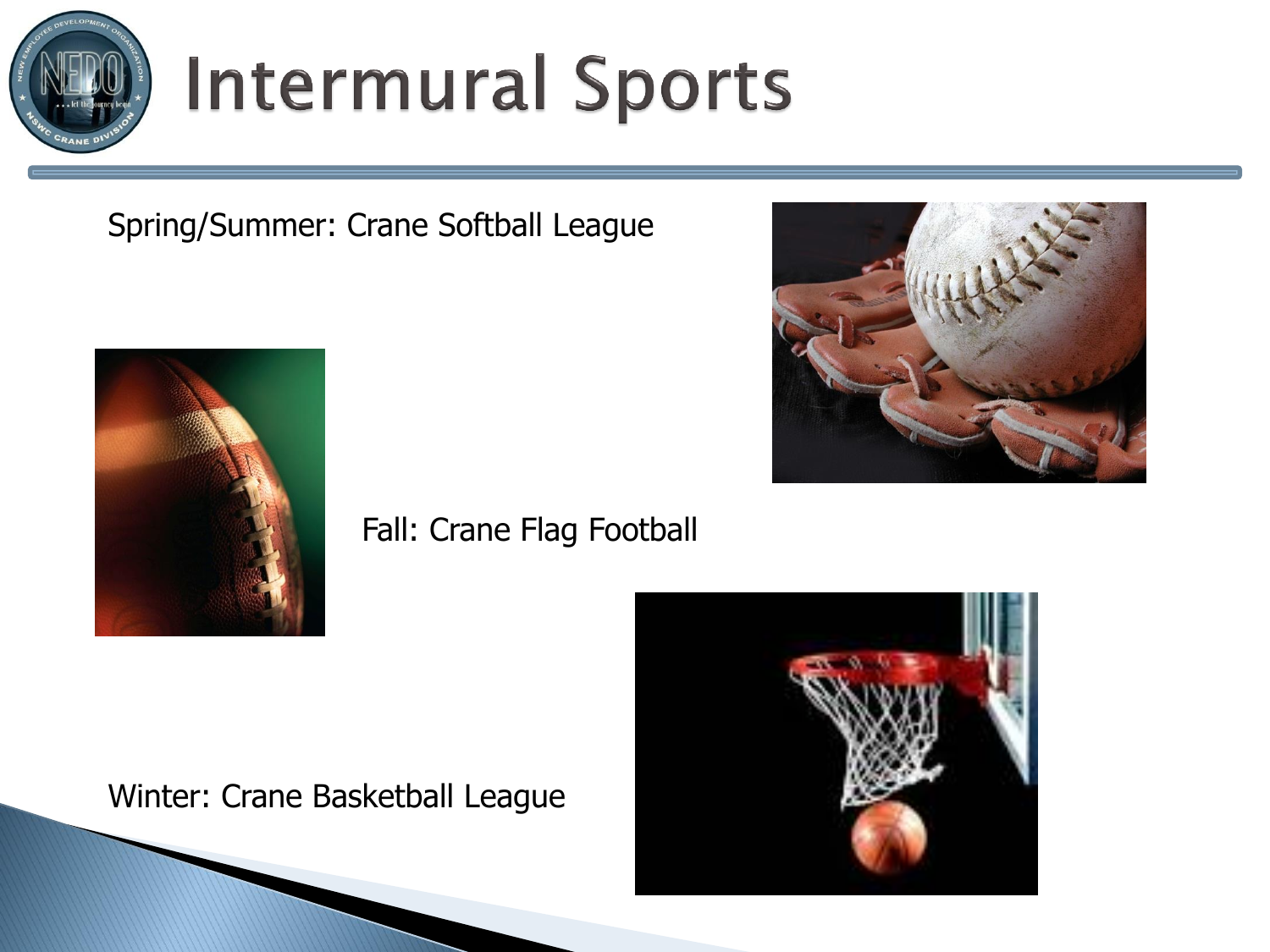# Intermural Sports

Spring/Summer: Crane Softball League

Fall: Crane Flag Football

Winter: Crane Basketball League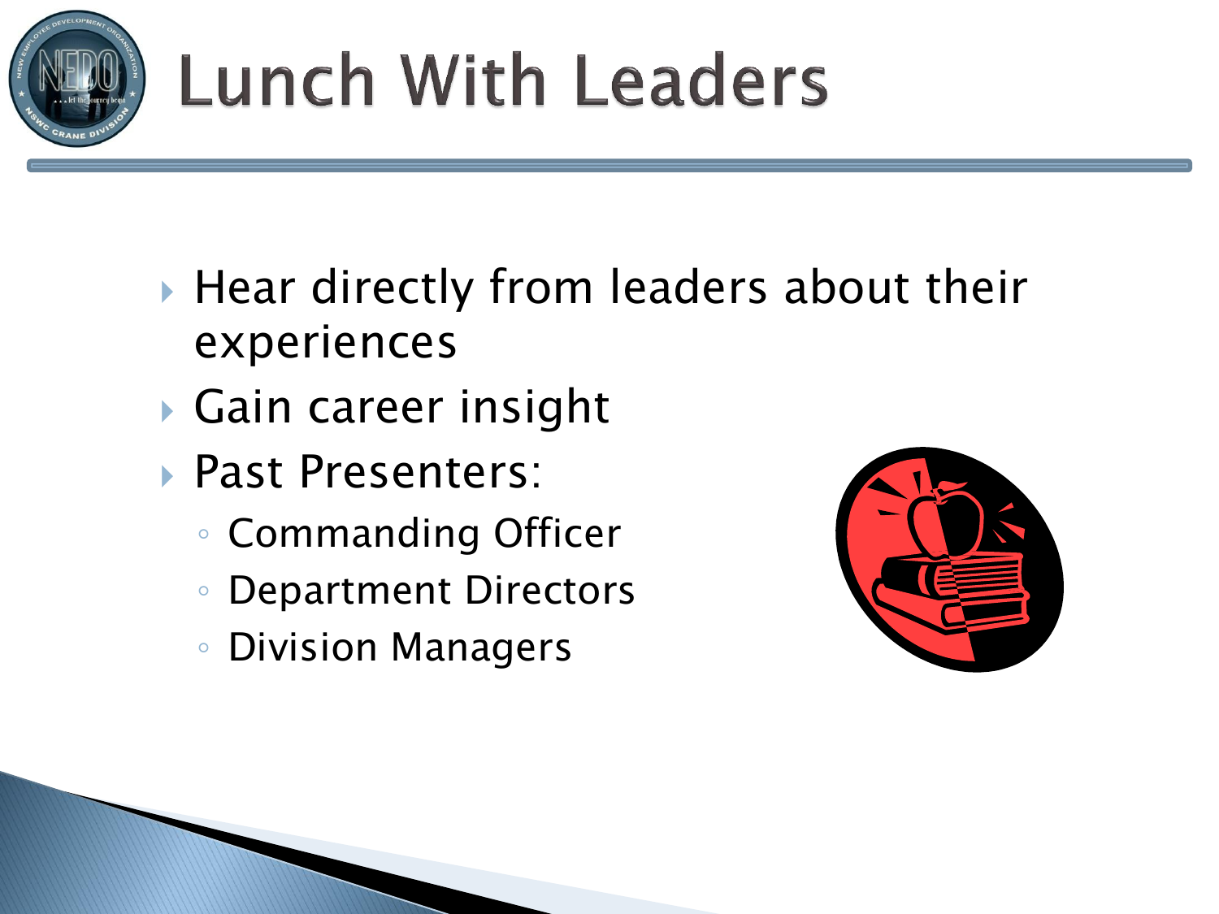# Lunch With Leaders

- Hear directly from leaders about their experiences
- Gain career insight
- Past Presenters:
  - Commanding Officer
  - Department Directors
  - Division Managers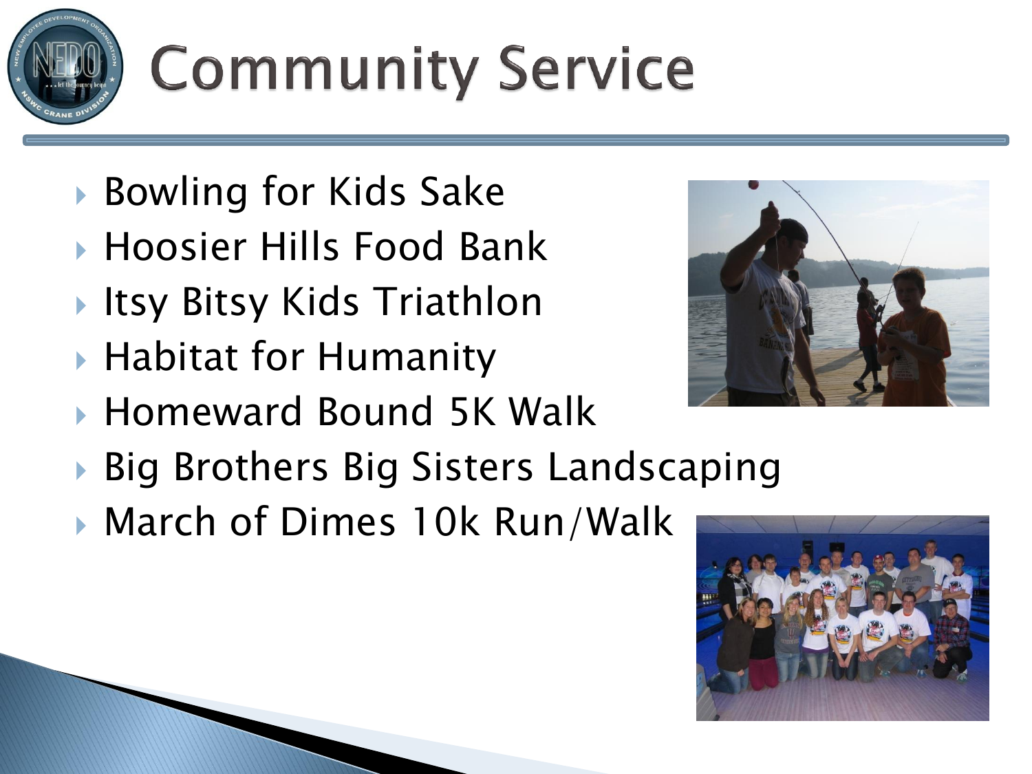# Community Service

- Bowling for Kids Sake
- Hoosier Hills Food Bank
- Itsy Bitsy Kids Triathlon
- Habitat for Humanity
- Homeward Bound 5K Walk
- Big Brothers Big Sisters Landscaping
- March of Dimes 10k Run/Walk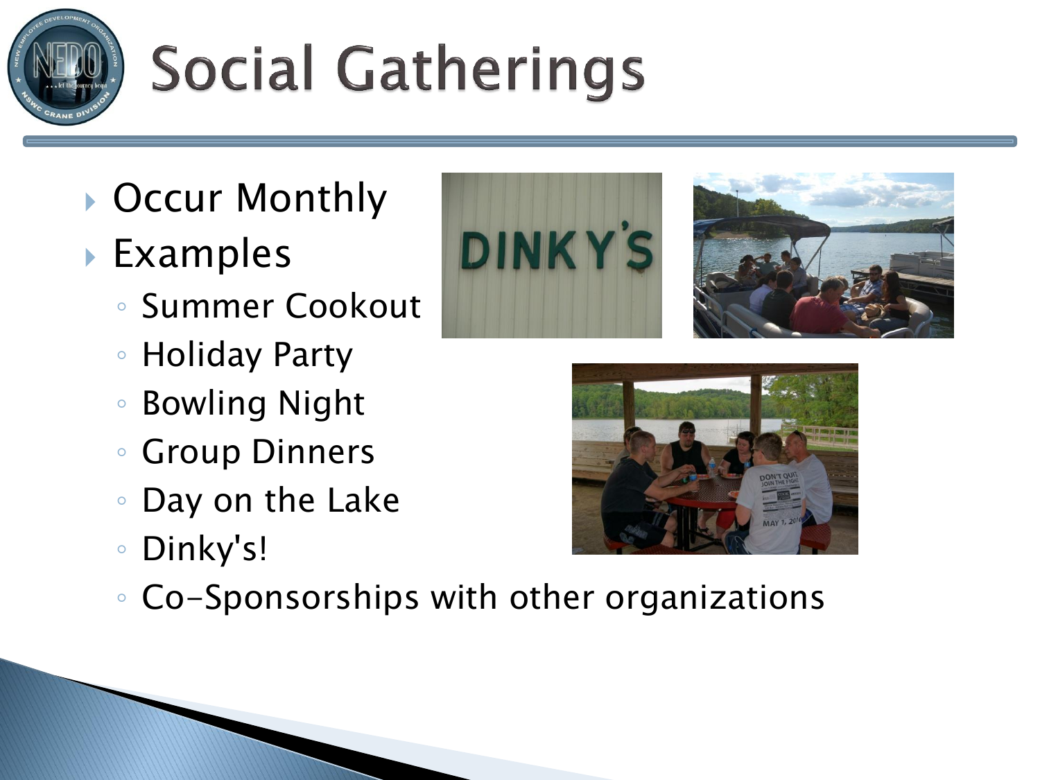# Social Gatherings

- Occur Monthly
- Examples
  - Summer Cookout
  - Holiday Party
  - Bowling Night
  - Group Dinners
  - Day on the Lake
  - Dinky's!
  - Co-Sponsorships with other organizations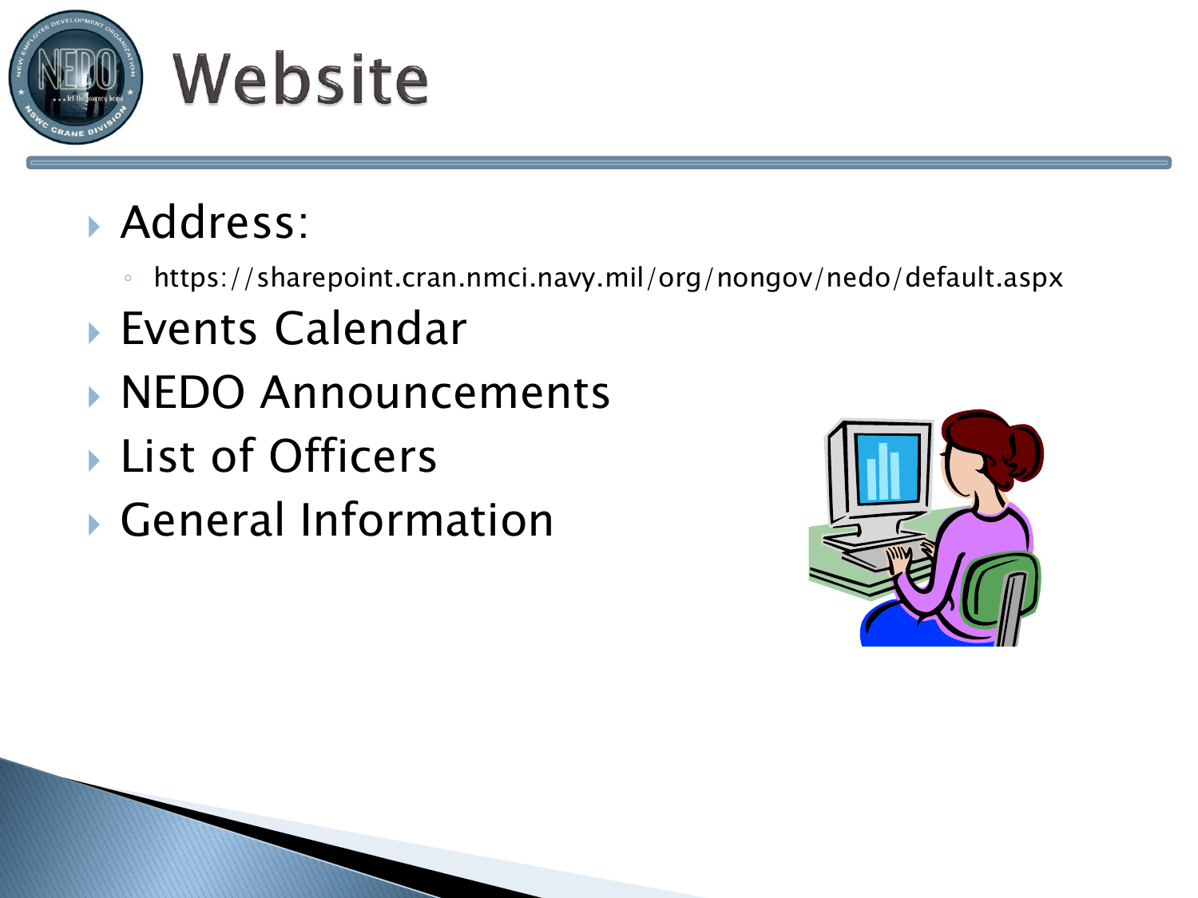# Website

- Address:
  - https://sharepoint.cran.nmci.navy.mil/org/nongov/nedo/default.aspx
- Events Calendar
- NEDO Announcements
- List of Officers
- General Information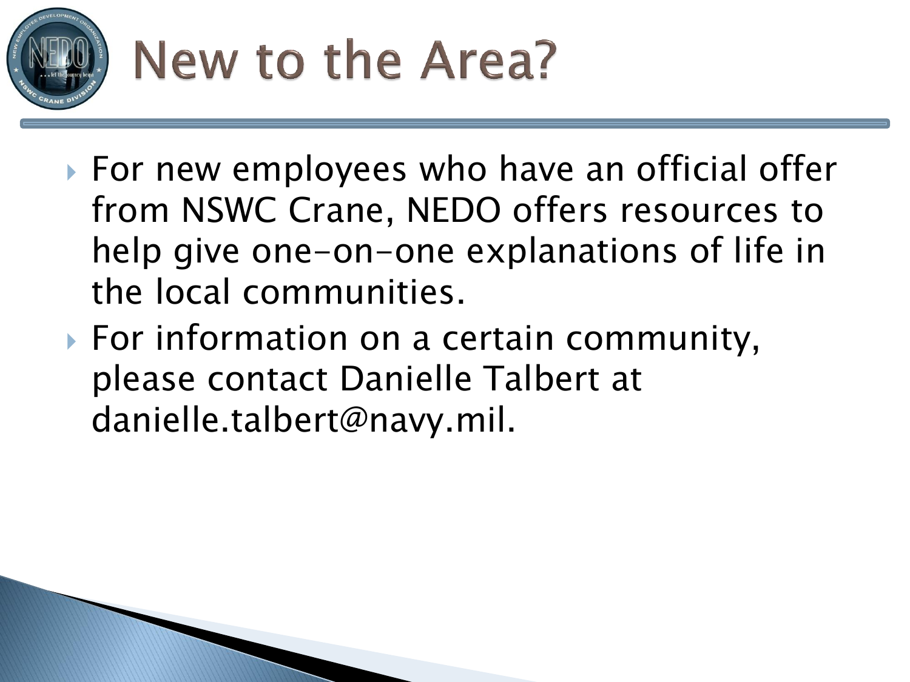# New to the Area?

- For new employees who have an official offer from NSWC Crane, NEDO offers resources to help give one-on-one explanations of life in the local communities.
- For information on a certain community, please contact Danielle Talbert at danielle.talbert@navy.mil.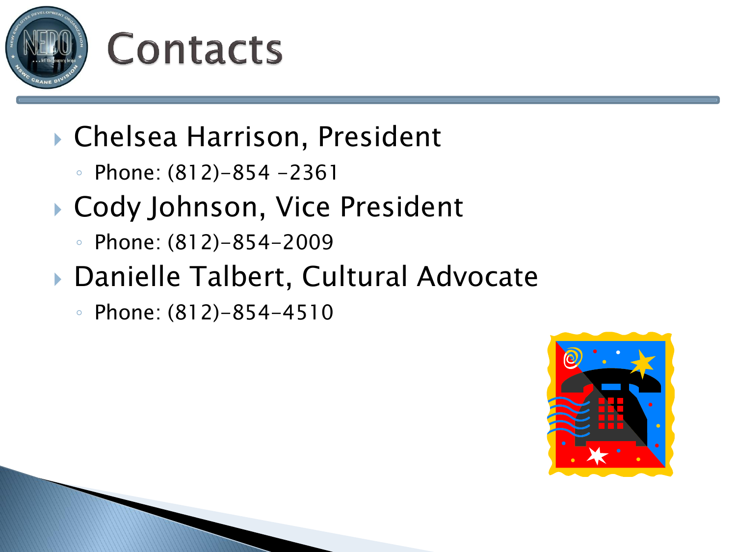# Contacts

- Chelsea Harrison, President
  - Phone: (812)-854 -2361
- Cody Johnson, Vice President
  - Phone: (812)-854-2009
- Danielle Talbert, Cultural Advocate
  - Phone: (812)-854-4510